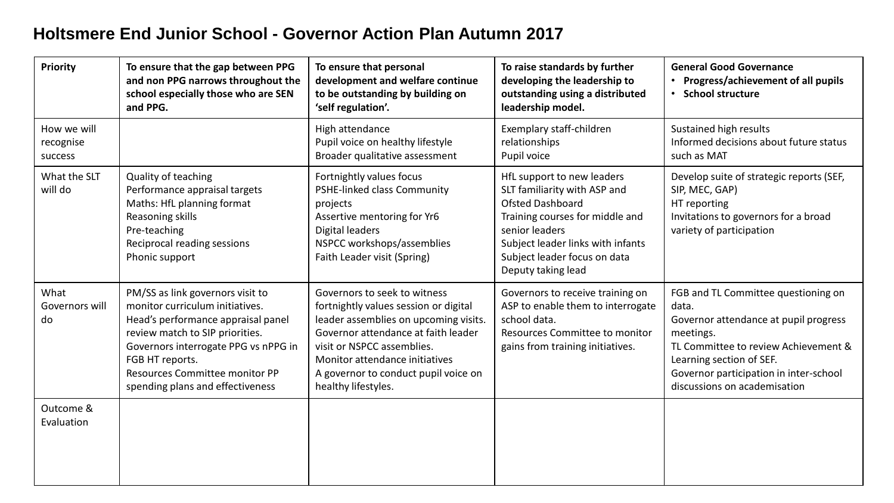# Holtsmere End Junior School - Governor Action Plan Autumn 2017

| **Priority** | **To ensure that the gap between PPG and non PPG narrows throughout the school especially those who are SEN and PPG.** | **To ensure that personal development and welfare continue to be outstanding by building on 'self regulation'.** | **To raise standards by further developing the leadership to outstanding using a distributed leadership model.** | **General Good Governance**<br>• **Progress/achievement of all pupils**<br>• **School structure** |
|---|---|---|---|---|
| How we will recognise success | | High attendance<br>Pupil voice on healthy lifestyle<br>Broader qualitative assessment | Exemplary staff-children relationships<br>Pupil voice | Sustained high results<br>Informed decisions about future status such as MAT |
| What the SLT will do | Quality of teaching<br>Performance appraisal targets<br>Maths: HfL planning format<br>Reasoning skills<br>Pre-teaching<br>Reciprocal reading sessions<br>Phonic support | Fortnightly values focus<br>PSHE-linked class Community projects<br>Assertive mentoring for Yr6<br>Digital leaders<br>NSPCC workshops/assemblies<br>Faith Leader visit (Spring) | HfL support to new leaders<br>SLT familiarity with ASP and Ofsted Dashboard<br>Training courses for middle and senior leaders<br>Subject leader links with infants<br>Subject leader focus on data<br>Deputy taking lead | Develop suite of strategic reports (SEF, SIP, MEC, GAP)<br>HT reporting<br>Invitations to governors for a broad variety of participation |
| What Governors will do | PM/SS as link governors visit to monitor curriculum initiatives.<br>Head's performance appraisal panel review match to SIP priorities.<br>Governors interrogate PPG vs nPPG in FGB HT reports.<br>Resources Committee monitor PP spending plans and effectiveness | Governors to seek to witness fortnightly values session or digital leader assemblies on upcoming visits.<br>Governor attendance at faith leader visit or NSPCC assemblies.<br>Monitor attendance initiatives<br>A governor to conduct pupil voice on healthy lifestyles. | Governors to receive training on ASP to enable them to interrogate school data.<br>Resources Committee to monitor gains from training initiatives. | FGB and TL Committee questioning on data.<br>Governor attendance at pupil progress meetings.<br>TL Committee to review Achievement & Learning section of SEF.<br>Governor participation in inter-school discussions on academisation |
| Outcome & Evaluation | | | | |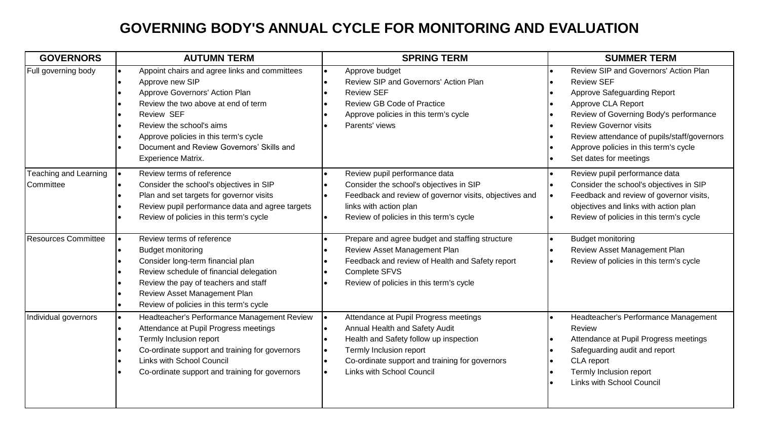# GOVERNING BODY'S ANNUAL CYCLE FOR MONITORING AND EVALUATION

| GOVERNORS | AUTUMN TERM | SPRING TERM | SUMMER TERM |
|---|---|---|---|
| Full governing body | • Appoint chairs and agree links and committees<br>• Approve new SIP<br>• Approve Governors' Action Plan<br>• Review the two above at end of term<br>• Review SEF<br>• Review the school's aims<br>• Approve policies in this term's cycle<br>• Document and Review Governors' Skills and Experience Matrix. | • Approve budget<br>• Review SIP and Governors' Action Plan<br>• Review SEF<br>• Review GB Code of Practice<br>• Approve policies in this term's cycle<br>• Parents' views | • Review SIP and Governors' Action Plan<br>• Review SEF<br>• Approve Safeguarding Report<br>• Approve CLA Report<br>• Review of Governing Body's performance<br>• Review Governor visits<br>• Review attendance of pupils/staff/governors<br>• Approve policies in this term's cycle<br>• Set dates for meetings |
| Teaching and Learning Committee | • Review terms of reference<br>• Consider the school's objectives in SIP<br>• Plan and set targets for governor visits<br>• Review pupil performance data and agree targets<br>• Review of policies in this term's cycle | • Review pupil performance data<br>• Consider the school's objectives in SIP<br>• Feedback and review of governor visits, objectives and links with action plan<br>• Review of policies in this term's cycle | • Review pupil performance data<br>• Consider the school's objectives in SIP<br>• Feedback and review of governor visits, objectives and links with action plan<br>• Review of policies in this term's cycle |
| Resources Committee | • Review terms of reference<br>• Budget monitoring<br>• Consider long-term financial plan<br>• Review schedule of financial delegation<br>• Review the pay of teachers and staff<br>• Review Asset Management Plan<br>• Review of policies in this term's cycle | • Prepare and agree budget and staffing structure<br>• Review Asset Management Plan<br>• Feedback and review of Health and Safety report<br>• Complete SFVS<br>• Review of policies in this term's cycle | • Budget monitoring<br>• Review Asset Management Plan<br>• Review of policies in this term's cycle |
| Individual governors | • Headteacher's Performance Management Review<br>• Attendance at Pupil Progress meetings<br>• Termly Inclusion report<br>• Co-ordinate support and training for governors<br>• Links with School Council<br>• Co-ordinate support and training for governors | • Attendance at Pupil Progress meetings<br>• Annual Health and Safety Audit<br>• Health and Safety follow up inspection<br>• Termly Inclusion report<br>• Co-ordinate support and training for governors<br>• Links with School Council | • Headteacher's Performance Management Review<br>• Attendance at Pupil Progress meetings<br>• Safeguarding audit and report<br>• CLA report<br>• Termly Inclusion report<br>• Links with School Council |